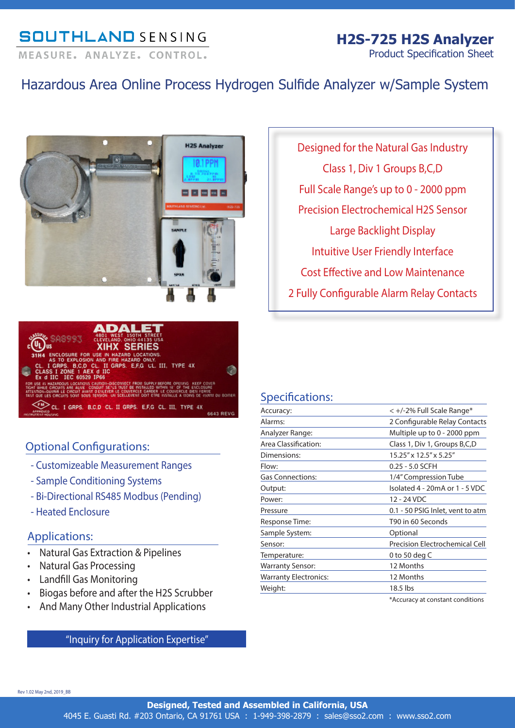SOUTHLAND SENSING

MEASURE. ANALYZE. CONTROL.

# H2S-725 H2S Analyzer

Product Specification Sheet

## Hazardous Area Online Process Hydrogen Sulfide Analyzer w/Sample System

Designed for the Natural Gas Industry

Class 1, Div 1 Groups B,C,D

Full Scale Range's up to 0 - 2000 ppm

Precision Electrochemical H2S Sensor

Large Backlight Display

Intuitive User Friendly Interface

Cost Effective and Low Maintenance

2 Fully Configurable Alarm Relay Contacts

## Optional Configurations:

- Customizeable Measurement Ranges
- Sample Conditioning Systems
- Bi-Directional RS485 Modbus (Pending)
- Heated Enclosure

## Applications:

- Natural Gas Extraction & Pipelines
- Natural Gas Processing
- Landfill Gas Monitoring
- Biogas before and after the H2S Scrubber
- And Many Other Industrial Applications

"Inquiry for Application Expertise"

## Specifications:

| | |
|---|---|
| Accuracy: | < +/-2% Full Scale Range* |
| Alarms: | 2 Configurable Relay Contacts |
| Analyzer Range: | Multiple up to 0 - 2000 ppm |
| Area Classification: | Class 1, Div 1, Groups B,C,D |
| Dimensions: | 15.25" x 12.5" x 5.25" |
| Flow: | 0.25 - 5.0 SCFH |
| Gas Connections: | 1/4" Compression Tube |
| Output: | Isolated 4 - 20mA or 1 - 5 VDC |
| Power: | 12 - 24 VDC |
| Pressure | 0.1 - 50 PSIG Inlet, vent to atm |
| Response Time: | T90 in 60 Seconds |
| Sample System: | Optional |
| Sensor: | Precision Electrochemical Cell |
| Temperature: | 0 to 50 deg C |
| Warranty Sensor: | 12 Months |
| Warranty Electronics: | 12 Months |
| Weight: | 18.5 lbs |

*Accuracy at constant conditions

Rev 1.02 May 2nd, 2019_BB

**Designed, Tested and Assembled in California, USA**

4045 E. Guasti Rd. #203 Ontario, CA 91761 USA : 1-949-398-2879 : sales@sso2.com : www.sso2.com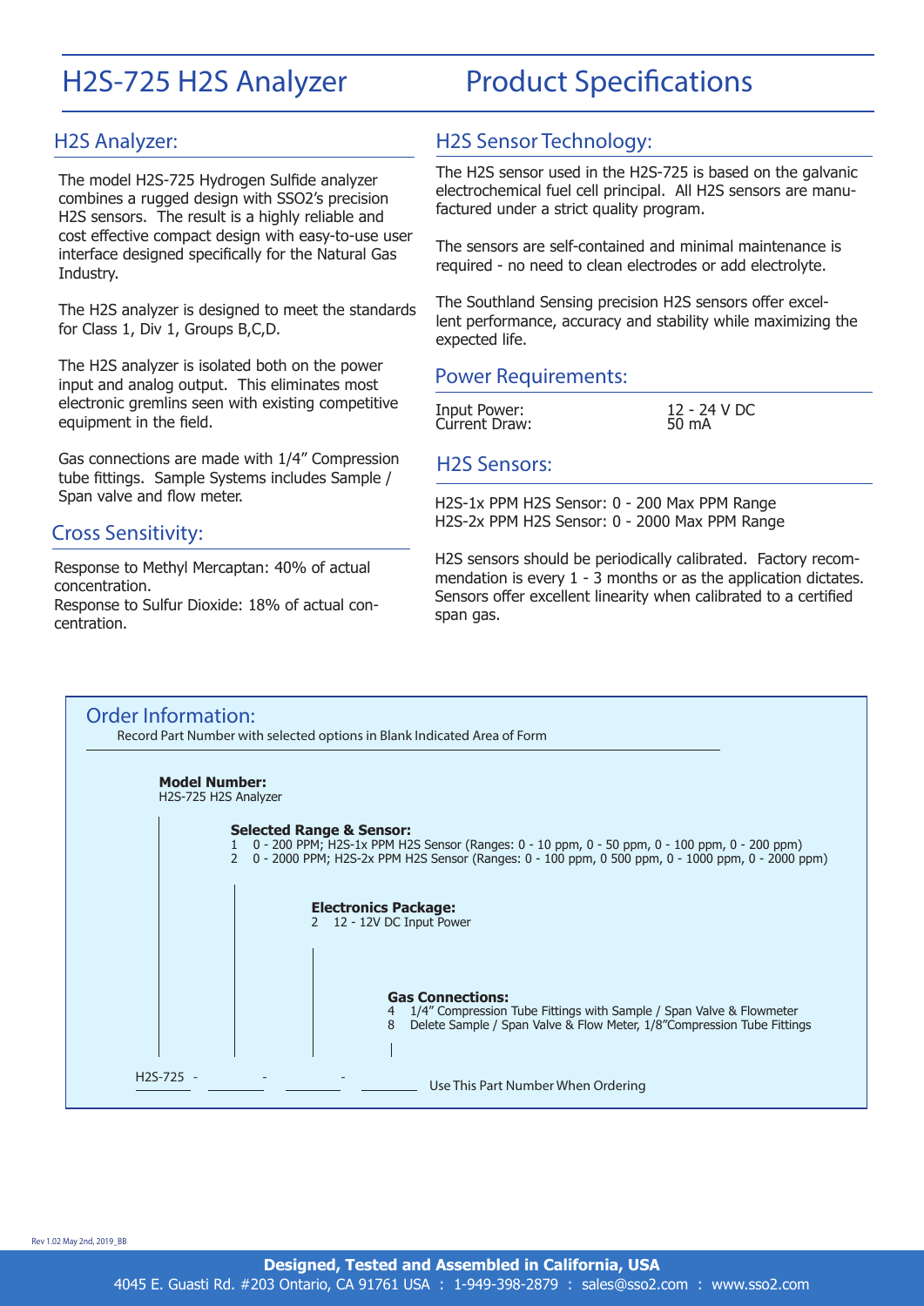# H2S-725 H2S Analyzer Product Specifications

## H2S Analyzer:

The model H2S-725 Hydrogen Sulfide analyzer combines a rugged design with SSO2's precision H2S sensors. The result is a highly reliable and cost effective compact design with easy-to-use user interface designed specifically for the Natural Gas Industry.

The H2S analyzer is designed to meet the standards for Class 1, Div 1, Groups B,C,D.

The H2S analyzer is isolated both on the power input and analog output. This eliminates most electronic gremlins seen with existing competitive equipment in the field.

Gas connections are made with 1/4" Compression tube fittings. Sample Systems includes Sample / Span valve and flow meter.

## Cross Sensitivity:

Response to Methyl Mercaptan: 40% of actual concentration.
Response to Sulfur Dioxide: 18% of actual concentration.

## H2S Sensor Technology:

The H2S sensor used in the H2S-725 is based on the galvanic electrochemical fuel cell principal. All H2S sensors are manufactured under a strict quality program.

The sensors are self-contained and minimal maintenance is required - no need to clean electrodes or add electrolyte.

The Southland Sensing precision H2S sensors offer excellent performance, accuracy and stability while maximizing the expected life.

## Power Requirements:

| | |
|---|---|
| Input Power: | 12 - 24 V DC |
| Current Draw: | 50 mA |

## H2S Sensors:

H2S-1x PPM H2S Sensor: 0 - 200 Max PPM Range
H2S-2x PPM H2S Sensor: 0 - 2000 Max PPM Range

H2S sensors should be periodically calibrated. Factory recommendation is every 1 - 3 months or as the application dictates. Sensors offer excellent linearity when calibrated to a certified span gas.

## Order Information:

Record Part Number with selected options in Blank Indicated Area of Form

**Model Number:**
H2S-725 H2S Analyzer

**Selected Range & Sensor:**
1 0 - 200 PPM; H2S-1x PPM H2S Sensor (Ranges: 0 - 10 ppm, 0 - 50 ppm, 0 - 100 ppm, 0 - 200 ppm)
2 0 - 2000 PPM; H2S-2x PPM H2S Sensor (Ranges: 0 - 100 ppm, 0 500 ppm, 0 - 1000 ppm, 0 - 2000 ppm)

**Electronics Package:**
2 12 - 12V DC Input Power

**Gas Connections:**
4 1/4" Compression Tube Fittings with Sample / Span Valve & Flowmeter
8 Delete Sample / Span Valve & Flow Meter, 1/8"Compression Tube Fittings

H2S-725 - ______ - ______ - ______ Use This Part Number When Ordering

Rev 1.02 May 2nd, 2019_BB

**Designed, Tested and Assembled in California, USA**
4045 E. Guasti Rd. #203 Ontario, CA 91761 USA : 1-949-398-2879 : sales@sso2.com : www.sso2.com